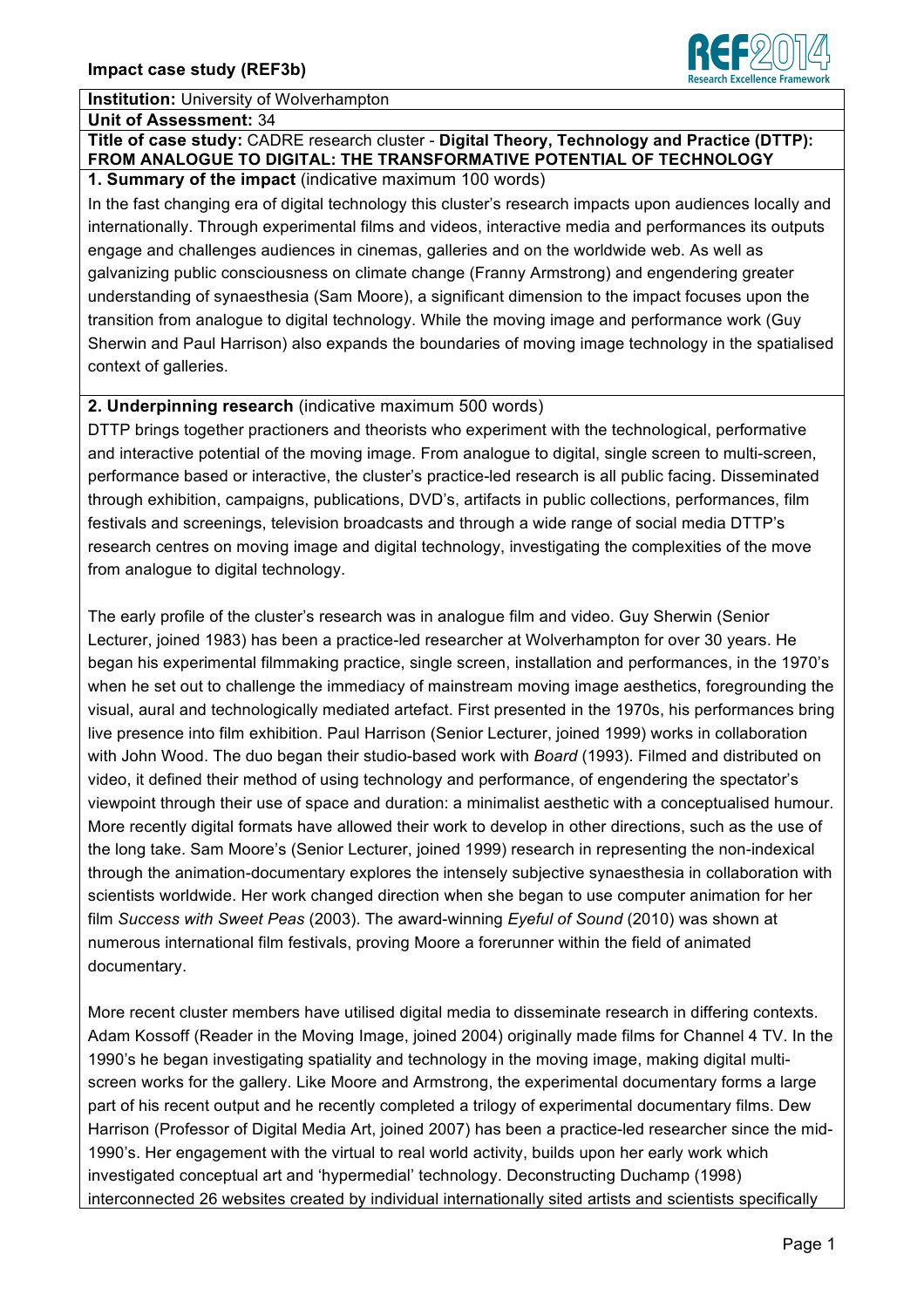**Impact case study (REF3b)**

**Institution:** University of Wolverhampton

**Unit of Assessment:** 34

**Title of case study:** CADRE research cluster - **Digital Theory, Technology and Practice (DTTP): FROM ANALOGUE TO DIGITAL: THE TRANSFORMATIVE POTENTIAL OF TECHNOLOGY**

## 1. Summary of the impact (indicative maximum 100 words)

In the fast changing era of digital technology this cluster's research impacts upon audiences locally and internationally. Through experimental films and videos, interactive media and performances its outputs engage and challenges audiences in cinemas, galleries and on the worldwide web. As well as galvanizing public consciousness on climate change (Franny Armstrong) and engendering greater understanding of synaesthesia (Sam Moore), a significant dimension to the impact focuses upon the transition from analogue to digital technology. While the moving image and performance work (Guy Sherwin and Paul Harrison) also expands the boundaries of moving image technology in the spatialised context of galleries.

## 2. Underpinning research (indicative maximum 500 words)

DTTP brings together practioners and theorists who experiment with the technological, performative and interactive potential of the moving image. From analogue to digital, single screen to multi-screen, performance based or interactive, the cluster's practice-led research is all public facing. Disseminated through exhibition, campaigns, publications, DVD's, artifacts in public collections, performances, film festivals and screenings, television broadcasts and through a wide range of social media DTTP's research centres on moving image and digital technology, investigating the complexities of the move from analogue to digital technology.

The early profile of the cluster's research was in analogue film and video. Guy Sherwin (Senior Lecturer, joined 1983) has been a practice-led researcher at Wolverhampton for over 30 years. He began his experimental filmmaking practice, single screen, installation and performances, in the 1970's when he set out to challenge the immediacy of mainstream moving image aesthetics, foregrounding the visual, aural and technologically mediated artefact. First presented in the 1970s, his performances bring live presence into film exhibition. Paul Harrison (Senior Lecturer, joined 1999) works in collaboration with John Wood. The duo began their studio-based work with *Board* (1993). Filmed and distributed on video, it defined their method of using technology and performance, of engendering the spectator's viewpoint through their use of space and duration: a minimalist aesthetic with a conceptualised humour. More recently digital formats have allowed their work to develop in other directions, such as the use of the long take. Sam Moore's (Senior Lecturer, joined 1999) research in representing the non-indexical through the animation-documentary explores the intensely subjective synaesthesia in collaboration with scientists worldwide. Her work changed direction when she began to use computer animation for her film *Success with Sweet Peas* (2003). The award-winning *Eyeful of Sound* (2010) was shown at numerous international film festivals, proving Moore a forerunner within the field of animated documentary.

More recent cluster members have utilised digital media to disseminate research in differing contexts. Adam Kossoff (Reader in the Moving Image, joined 2004) originally made films for Channel 4 TV. In the 1990's he began investigating spatiality and technology in the moving image, making digital multi-screen works for the gallery. Like Moore and Armstrong, the experimental documentary forms a large part of his recent output and he recently completed a trilogy of experimental documentary films. Dew Harrison (Professor of Digital Media Art, joined 2007) has been a practice-led researcher since the mid-1990's. Her engagement with the virtual to real world activity, builds upon her early work which investigated conceptual art and 'hypermedial' technology. Deconstructing Duchamp (1998) interconnected 26 websites created by individual internationally sited artists and scientists specifically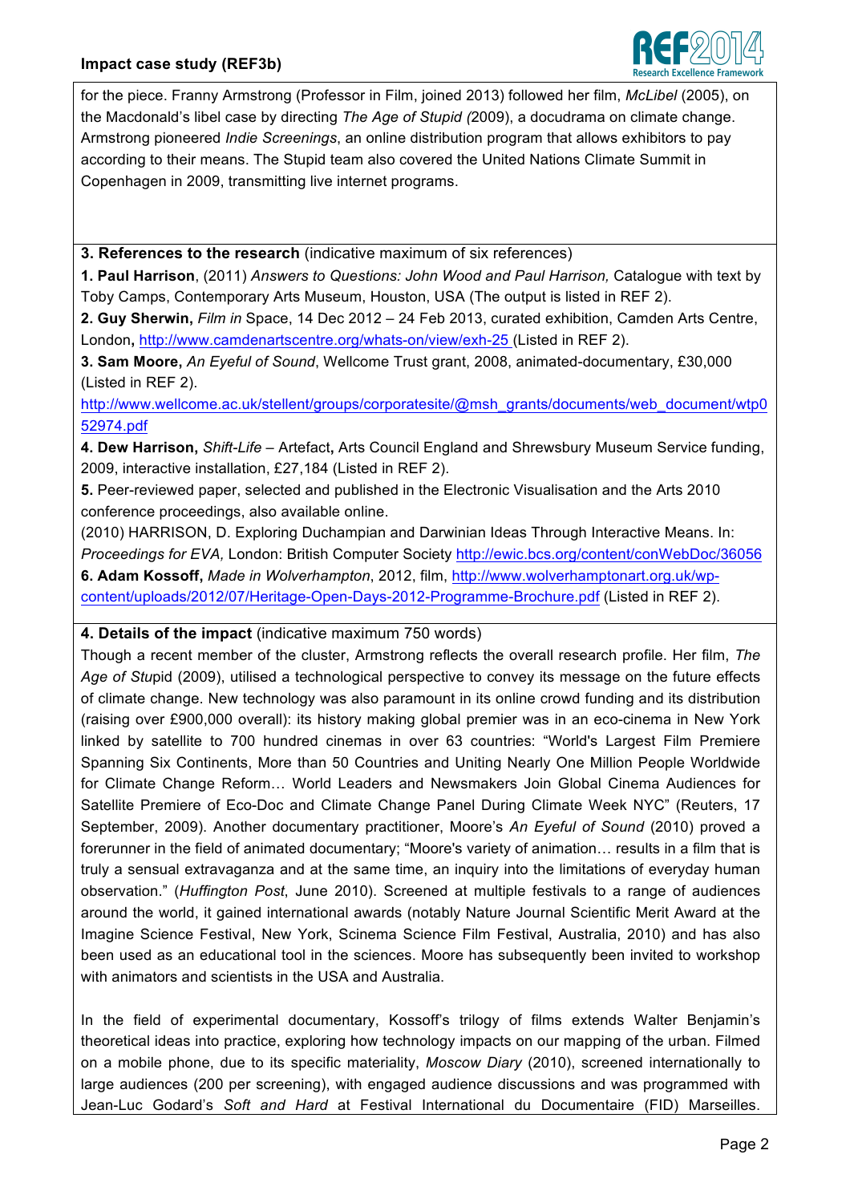for the piece. Franny Armstrong (Professor in Film, joined 2013) followed her film, *McLibel* (2005), on the Macdonald's libel case by directing *The Age of Stupid (*2009), a docudrama on climate change. Armstrong pioneered *Indie Screenings*, an online distribution program that allows exhibitors to pay according to their means. The Stupid team also covered the United Nations Climate Summit in Copenhagen in 2009, transmitting live internet programs.

**3. References to the research** (indicative maximum of six references)

**1. Paul Harrison**, (2011) *Answers to Questions: John Wood and Paul Harrison,* Catalogue with text by Toby Camps, Contemporary Arts Museum, Houston, USA (The output is listed in REF 2).

**2. Guy Sherwin,** *Film in* Space, 14 Dec 2012 – 24 Feb 2013, curated exhibition, Camden Arts Centre, London**,** http://www.camdenartscentre.org/whats-on/view/exh-25 (Listed in REF 2).

**3. Sam Moore,** *An Eyeful of Sound*, Wellcome Trust grant, 2008, animated-documentary, £30,000 (Listed in REF 2).
http://www.wellcome.ac.uk/stellent/groups/corporatesite/@msh_grants/documents/web_document/wtp052974.pdf

**4. Dew Harrison,** *Shift-Life* – Artefact**,** Arts Council England and Shrewsbury Museum Service funding, 2009, interactive installation, £27,184 (Listed in REF 2).

**5.** Peer-reviewed paper, selected and published in the Electronic Visualisation and the Arts 2010 conference proceedings, also available online.
(2010) HARRISON, D. Exploring Duchampian and Darwinian Ideas Through Interactive Means. In: *Proceedings for EVA,* London: British Computer Society http://ewic.bcs.org/content/conWebDoc/36056

**6. Adam Kossoff,** *Made in Wolverhampton*, 2012, film, http://www.wolverhamptonart.org.uk/wp-content/uploads/2012/07/Heritage-Open-Days-2012-Programme-Brochure.pdf (Listed in REF 2).

**4. Details of the impact** (indicative maximum 750 words)

Though a recent member of the cluster, Armstrong reflects the overall research profile. Her film, *The Age of Stu*pid (2009), utilised a technological perspective to convey its message on the future effects of climate change. New technology was also paramount in its online crowd funding and its distribution (raising over £900,000 overall): its history making global premier was in an eco-cinema in New York linked by satellite to 700 hundred cinemas in over 63 countries: "World's Largest Film Premiere Spanning Six Continents, More than 50 Countries and Uniting Nearly One Million People Worldwide for Climate Change Reform… World Leaders and Newsmakers Join Global Cinema Audiences for Satellite Premiere of Eco-Doc and Climate Change Panel During Climate Week NYC" (Reuters, 17 September, 2009). Another documentary practitioner, Moore's *An Eyeful of Sound* (2010) proved a forerunner in the field of animated documentary; "Moore's variety of animation… results in a film that is truly a sensual extravaganza and at the same time, an inquiry into the limitations of everyday human observation." (*Huffington Post*, June 2010). Screened at multiple festivals to a range of audiences around the world, it gained international awards (notably Nature Journal Scientific Merit Award at the Imagine Science Festival, New York, Scinema Science Film Festival, Australia, 2010) and has also been used as an educational tool in the sciences. Moore has subsequently been invited to workshop with animators and scientists in the USA and Australia.

In the field of experimental documentary, Kossoff's trilogy of films extends Walter Benjamin's theoretical ideas into practice, exploring how technology impacts on our mapping of the urban. Filmed on a mobile phone, due to its specific materiality, *Moscow Diary* (2010), screened internationally to large audiences (200 per screening), with engaged audience discussions and was programmed with Jean-Luc Godard's *Soft and Hard* at Festival International du Documentaire (FID) Marseilles.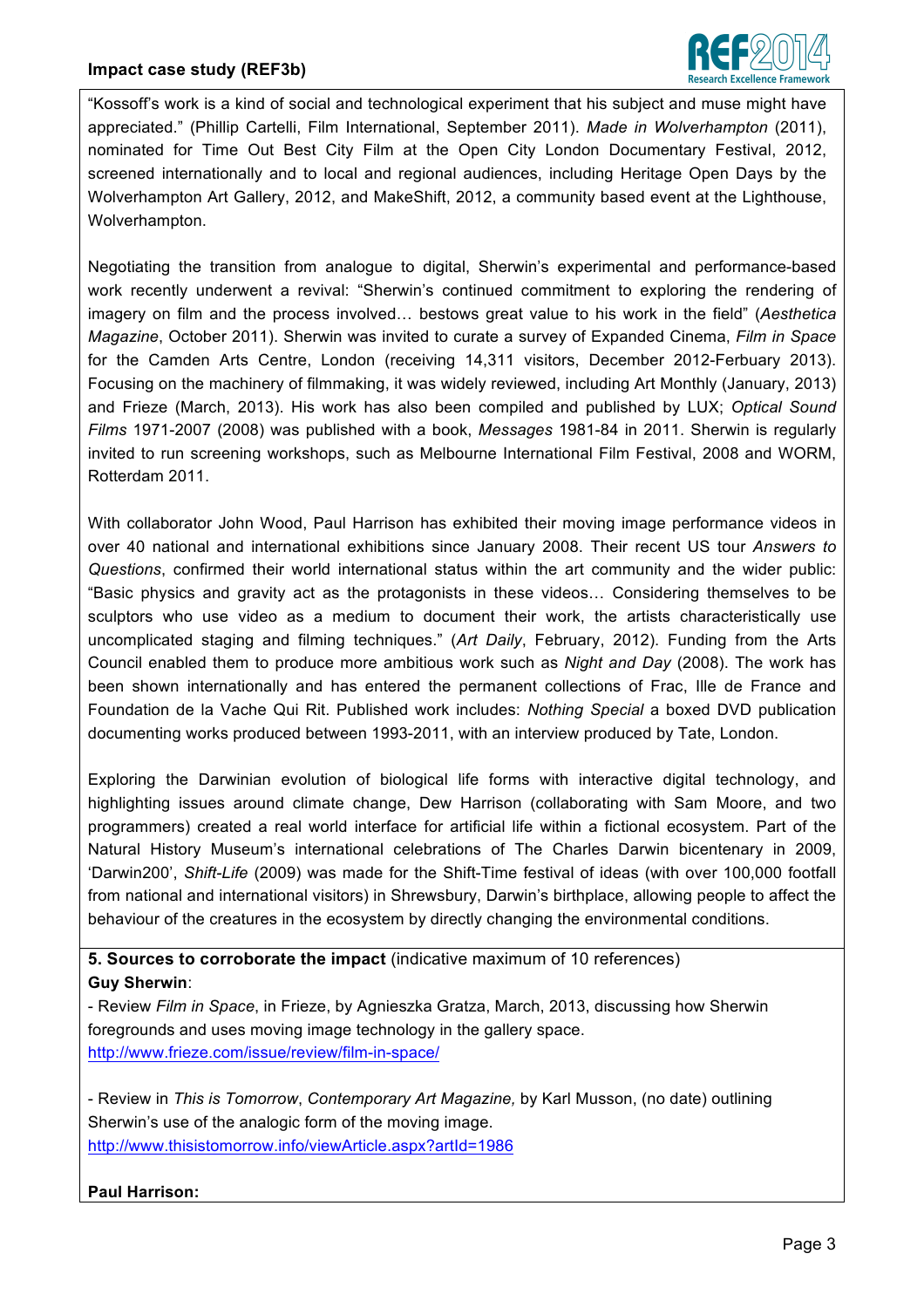"Kossoff's work is a kind of social and technological experiment that his subject and muse might have appreciated." (Phillip Cartelli, Film International, September 2011). *Made in Wolverhampton* (2011), nominated for Time Out Best City Film at the Open City London Documentary Festival, 2012, screened internationally and to local and regional audiences, including Heritage Open Days by the Wolverhampton Art Gallery, 2012, and MakeShift, 2012, a community based event at the Lighthouse, Wolverhampton.

Negotiating the transition from analogue to digital, Sherwin's experimental and performance-based work recently underwent a revival: "Sherwin's continued commitment to exploring the rendering of imagery on film and the process involved… bestows great value to his work in the field" (*Aesthetica Magazine*, October 2011). Sherwin was invited to curate a survey of Expanded Cinema, *Film in Space* for the Camden Arts Centre, London (receiving 14,311 visitors, December 2012-Ferbuary 2013). Focusing on the machinery of filmmaking, it was widely reviewed, including Art Monthly (January, 2013) and Frieze (March, 2013). His work has also been compiled and published by LUX; *Optical Sound Films* 1971-2007 (2008) was published with a book, *Messages* 1981-84 in 2011. Sherwin is regularly invited to run screening workshops, such as Melbourne International Film Festival, 2008 and WORM, Rotterdam 2011.

With collaborator John Wood, Paul Harrison has exhibited their moving image performance videos in over 40 national and international exhibitions since January 2008. Their recent US tour *Answers to Questions*, confirmed their world international status within the art community and the wider public: "Basic physics and gravity act as the protagonists in these videos… Considering themselves to be sculptors who use video as a medium to document their work, the artists characteristically use uncomplicated staging and filming techniques." (*Art Daily*, February, 2012). Funding from the Arts Council enabled them to produce more ambitious work such as *Night and Day* (2008). The work has been shown internationally and has entered the permanent collections of Frac, Ille de France and Foundation de la Vache Qui Rit. Published work includes: *Nothing Special* a boxed DVD publication documenting works produced between 1993-2011, with an interview produced by Tate, London.

Exploring the Darwinian evolution of biological life forms with interactive digital technology, and highlighting issues around climate change, Dew Harrison (collaborating with Sam Moore, and two programmers) created a real world interface for artificial life within a fictional ecosystem. Part of the Natural History Museum's international celebrations of The Charles Darwin bicentenary in 2009, 'Darwin200', *Shift-Life* (2009) was made for the Shift-Time festival of ideas (with over 100,000 footfall from national and international visitors) in Shrewsbury, Darwin's birthplace, allowing people to affect the behaviour of the creatures in the ecosystem by directly changing the environmental conditions.

## 5. Sources to corroborate the impact (indicative maximum of 10 references)

**Guy Sherwin**:

- Review *Film in Space*, in Frieze, by Agnieszka Gratza, March, 2013, discussing how Sherwin foregrounds and uses moving image technology in the gallery space.
http://www.frieze.com/issue/review/film-in-space/

- Review in *This is Tomorrow*, *Contemporary Art Magazine,* by Karl Musson, (no date) outlining Sherwin's use of the analogic form of the moving image.
http://www.thisistomorrow.info/viewArticle.aspx?artId=1986

**Paul Harrison:**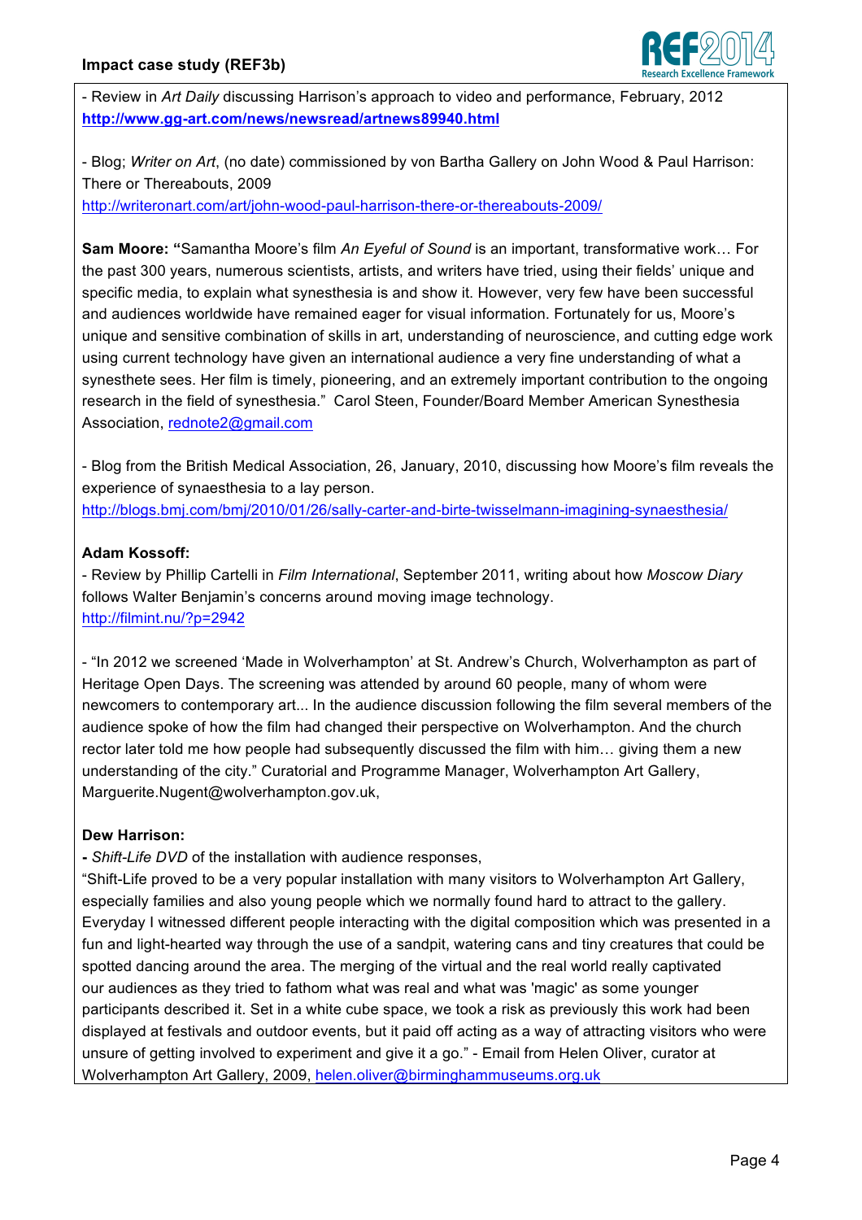- Review in *Art Daily* discussing Harrison's approach to video and performance, February, 2012
**http://www.gg-art.com/news/newsread/artnews89940.html**

- Blog; *Writer on Art*, (no date) commissioned by von Bartha Gallery on John Wood & Paul Harrison: There or Thereabouts, 2009
http://writeronart.com/art/john-wood-paul-harrison-there-or-thereabouts-2009/

**Sam Moore: "**Samantha Moore's film *An Eyeful of Sound* is an important, transformative work… For the past 300 years, numerous scientists, artists, and writers have tried, using their fields' unique and specific media, to explain what synesthesia is and show it. However, very few have been successful and audiences worldwide have remained eager for visual information. Fortunately for us, Moore's unique and sensitive combination of skills in art, understanding of neuroscience, and cutting edge work using current technology have given an international audience a very fine understanding of what a synesthete sees. Her film is timely, pioneering, and an extremely important contribution to the ongoing research in the field of synesthesia." Carol Steen, Founder/Board Member American Synesthesia Association, rednote2@gmail.com

- Blog from the British Medical Association, 26, January, 2010, discussing how Moore's film reveals the experience of synaesthesia to a lay person.
http://blogs.bmj.com/bmj/2010/01/26/sally-carter-and-birte-twisselmann-imagining-synaesthesia/

**Adam Kossoff:**

- Review by Phillip Cartelli in *Film International*, September 2011, writing about how *Moscow Diary* follows Walter Benjamin's concerns around moving image technology.
http://filmint.nu/?p=2942

- "In 2012 we screened 'Made in Wolverhampton' at St. Andrew's Church, Wolverhampton as part of Heritage Open Days. The screening was attended by around 60 people, many of whom were newcomers to contemporary art... In the audience discussion following the film several members of the audience spoke of how the film had changed their perspective on Wolverhampton. And the church rector later told me how people had subsequently discussed the film with him… giving them a new understanding of the city." Curatorial and Programme Manager, Wolverhampton Art Gallery, Marguerite.Nugent@wolverhampton.gov.uk,

**Dew Harrison:**

**-** *Shift-Life DVD* of the installation with audience responses,
"Shift-Life proved to be a very popular installation with many visitors to Wolverhampton Art Gallery, especially families and also young people which we normally found hard to attract to the gallery. Everyday I witnessed different people interacting with the digital composition which was presented in a fun and light-hearted way through the use of a sandpit, watering cans and tiny creatures that could be spotted dancing around the area. The merging of the virtual and the real world really captivated our audiences as they tried to fathom what was real and what was 'magic' as some younger participants described it. Set in a white cube space, we took a risk as previously this work had been displayed at festivals and outdoor events, but it paid off acting as a way of attracting visitors who were unsure of getting involved to experiment and give it a go." - Email from Helen Oliver, curator at Wolverhampton Art Gallery, 2009, helen.oliver@birminghammuseums.org.uk